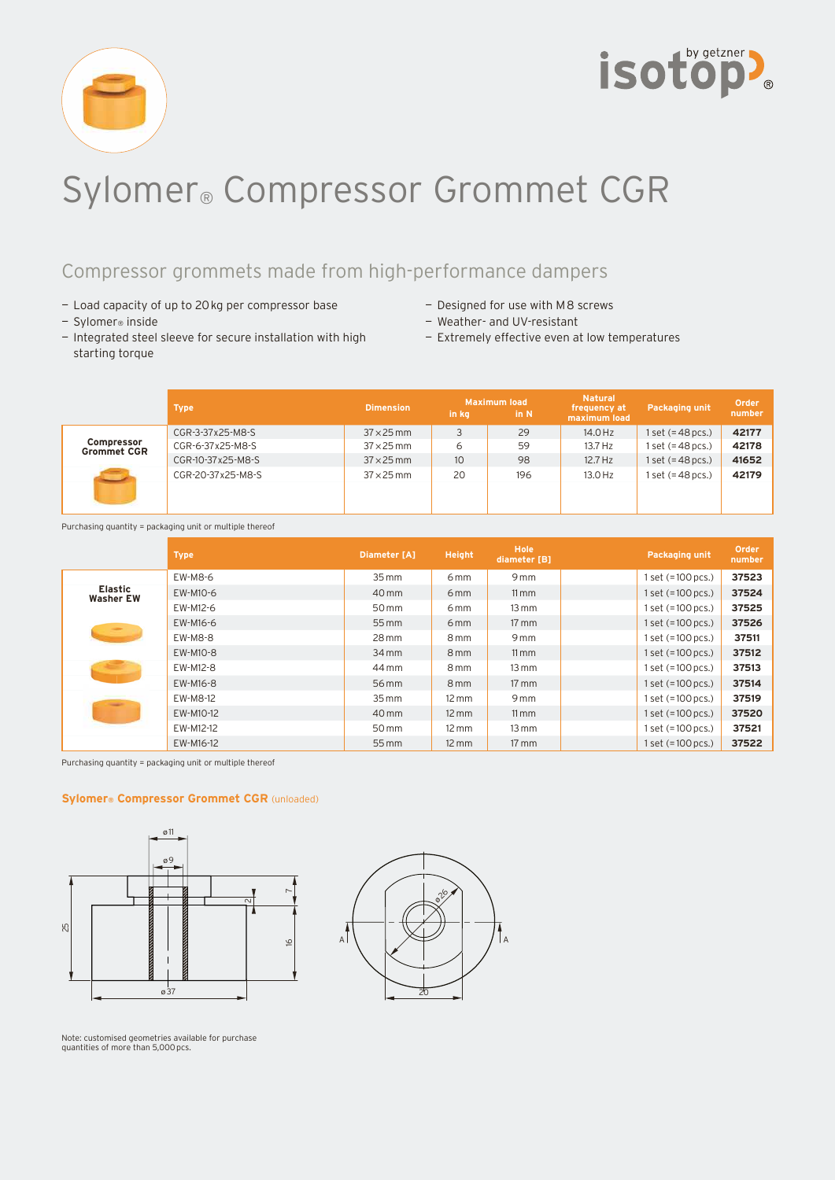# Sylomer® Compressor Grommet CGR

## Compressor grommets made from high-performance dampers

- Load capacity of up to 20 kg per compressor base
- Sylomer® inside
- Integrated steel sleeve for secure installation with high starting torque
- Designed for use with M8 screws
- Weather- and UV-resistant
- Extremely effective even at low temperatures

| | Type | Dimension | Maximum load in kg | Maximum load in N | Natural frequency at maximum load | Packaging unit | Order number |
|---|---|---|---|---|---|---|---|
| Compressor Grommet CGR | CGR-3-37x25-M8-S | 37 × 25 mm | 3 | 29 | 14.0 Hz | 1 set (= 48 pcs.) | **42177** |
| | CGR-6-37x25-M8-S | 37 × 25 mm | 6 | 59 | 13.7 Hz | 1 set (= 48 pcs.) | **42178** |
| | CGR-10-37x25-M8-S | 37 × 25 mm | 10 | 98 | 12.7 Hz | 1 set (= 48 pcs.) | **41652** |
| | CGR-20-37x25-M8-S | 37 × 25 mm | 20 | 196 | 13.0 Hz | 1 set (= 48 pcs.) | **42179** |

Purchasing quantity = packaging unit or multiple thereof

| | Type | Diameter [A] | Height | Hole diameter [B] | | Packaging unit | Order number |
|---|---|---|---|---|---|---|---|
| Elastic Washer EW | EW-M8-6 | 35 mm | 6 mm | 9 mm | | 1 set (= 100 pcs.) | **37523** |
| | EW-M10-6 | 40 mm | 6 mm | 11 mm | | 1 set (= 100 pcs.) | **37524** |
| | EW-M12-6 | 50 mm | 6 mm | 13 mm | | 1 set (= 100 pcs.) | **37525** |
| | EW-M16-6 | 55 mm | 6 mm | 17 mm | | 1 set (= 100 pcs.) | **37526** |
| | EW-M8-8 | 28 mm | 8 mm | 9 mm | | 1 set (= 100 pcs.) | **37511** |
| | EW-M10-8 | 34 mm | 8 mm | 11 mm | | 1 set (= 100 pcs.) | **37512** |
| | EW-M12-8 | 44 mm | 8 mm | 13 mm | | 1 set (= 100 pcs.) | **37513** |
| | EW-M16-8 | 56 mm | 8 mm | 17 mm | | 1 set (= 100 pcs.) | **37514** |
| | EW-M8-12 | 35 mm | 12 mm | 9 mm | | 1 set (= 100 pcs.) | **37519** |
| | EW-M10-12 | 40 mm | 12 mm | 11 mm | | 1 set (= 100 pcs.) | **37520** |
| | EW-M12-12 | 50 mm | 12 mm | 13 mm | | 1 set (= 100 pcs.) | **37521** |
| | EW-M16-12 | 55 mm | 12 mm | 17 mm | | 1 set (= 100 pcs.) | **37522** |

Purchasing quantity = packaging unit or multiple thereof

**Sylomer® Compressor Grommet CGR** (unloaded)

ø11 ø9 7 2 25 16 ø37 ø26 A A 20

Note: customised geometries available for purchase quantities of more than 5,000 pcs.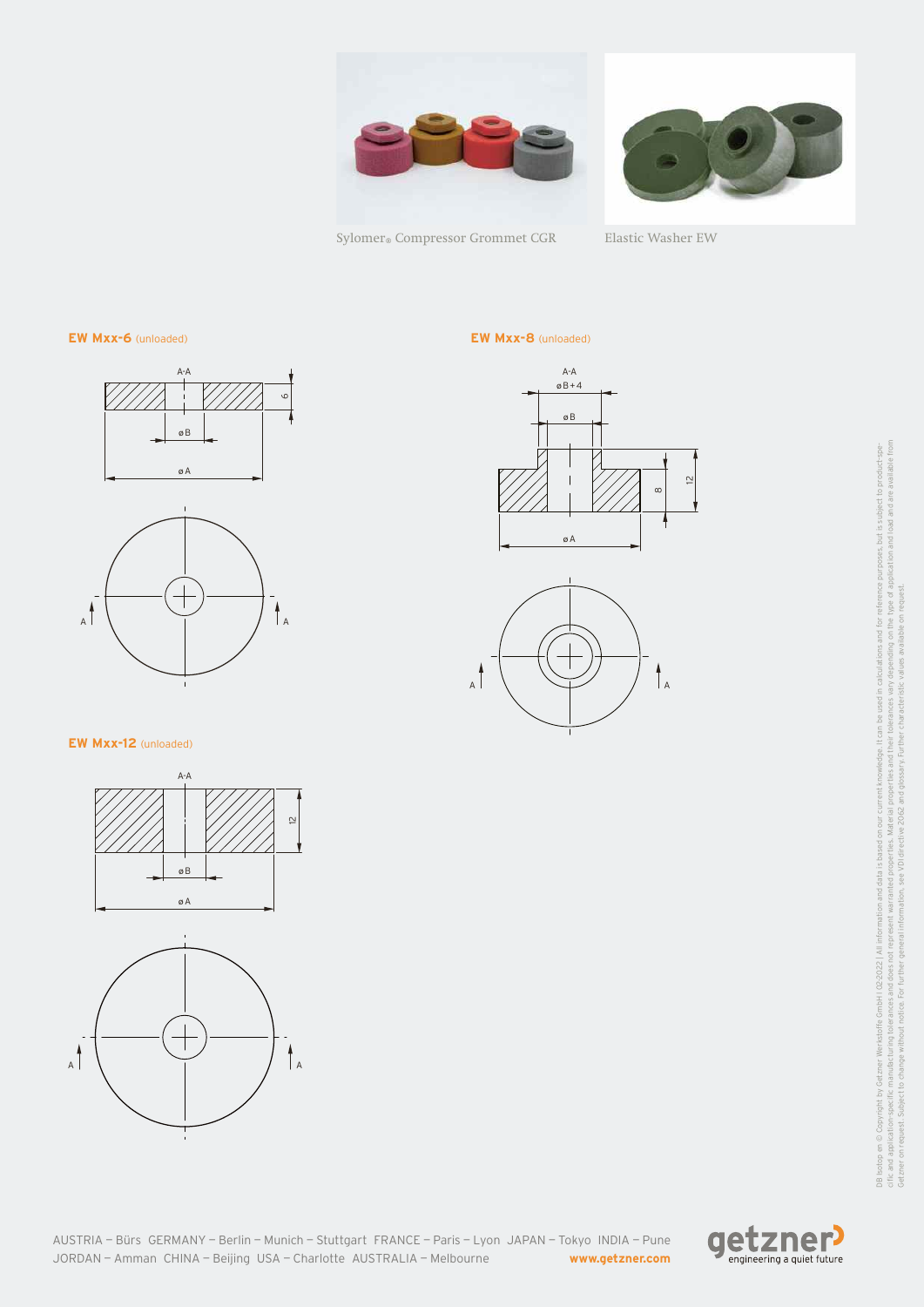Sylomer® Compressor Grommet CGR

Elastic Washer EW

**EW Mxx-6** (unloaded)

A-A

6

øB

øA

A

A

**EW Mxx-8** (unloaded)

A-A

øB+4

øB

8

12

øA

A

A

**EW Mxx-12** (unloaded)

A-A

12

øB

øA

A

A

DB Isotop en © Copyright by Getzner Werkstoffe GmbH | 02-2022 | All information and data is based on our current knowledge. It can be used in calculations and for reference purposes, but is subject to product-specific and application-specific manufacturing tolerances and does not represent warranted properties. Material properties and their tolerances vary depending on the type of application and load and are available from Getzner on request. Subject to change without notice. For further general information, see VDI directive 2062 and glossary. Further characteristic values available on request.

AUSTRIA – Bürs GERMANY – Berlin – Munich – Stuttgart FRANCE – Paris – Lyon JAPAN – Tokyo INDIA – Pune
JORDAN – Amman CHINA – Beijing USA – Charlotte AUSTRALIA – Melbourne **www.getzner.com**

getzner engineering a quiet future